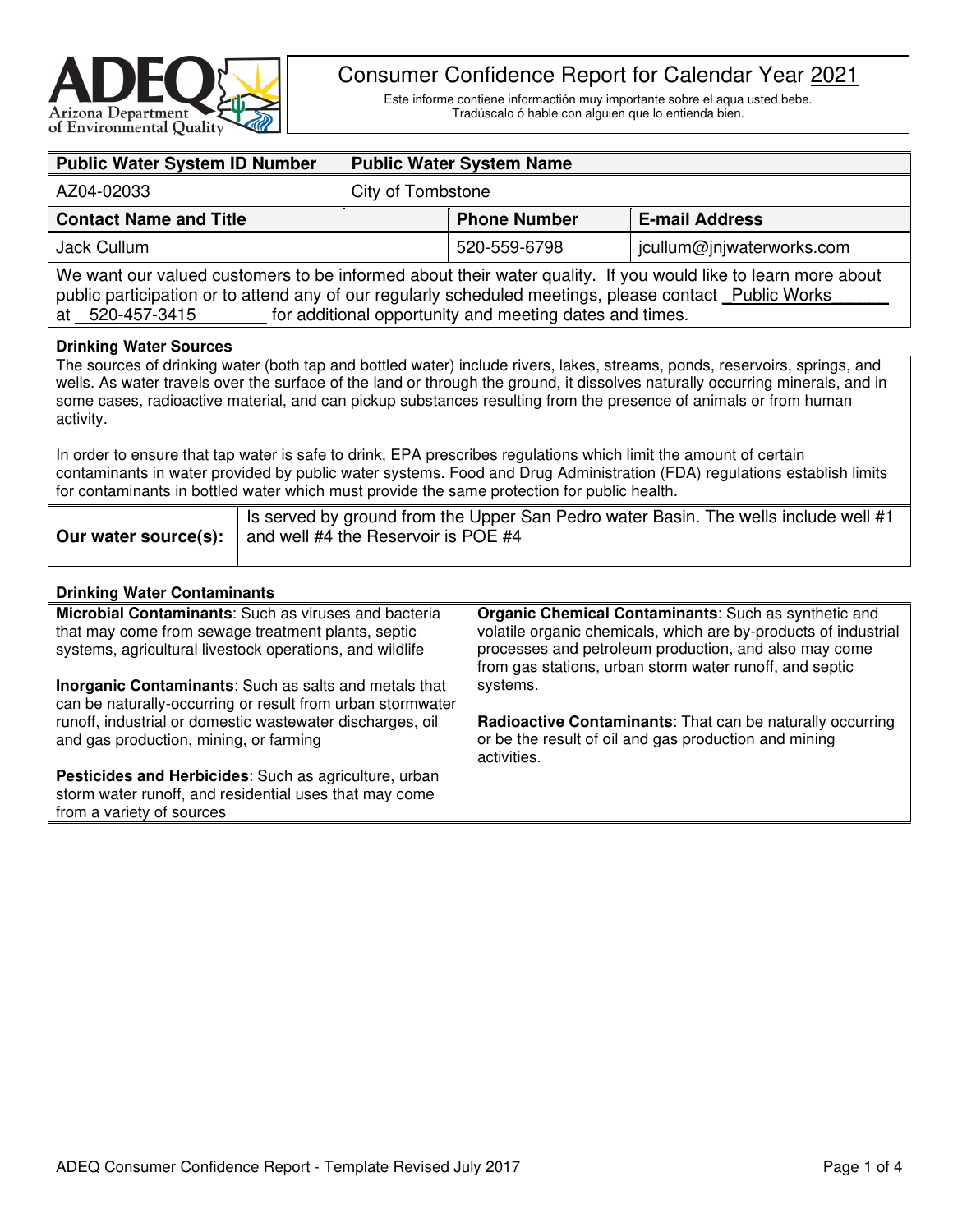# Consumer Confidence Report for Calendar Year 2021

Este informe contiene informactión muy importante sobre el aqua usted bebe. Tradúscalo ó hable con alguien que lo entienda bien.

| Public Water System ID Number | Public Water System Name | |
|---|---|---|
| AZ04-02033 | City of Tombstone | |
| **Contact Name and Title** | **Phone Number** | **E-mail Address** |
| Jack Cullum | 520-559-6798 | jcullum@jnjwaterworks.com |

We want our valued customers to be informed about their water quality. If you would like to learn more about public participation or to attend any of our regularly scheduled meetings, please contact Public Works at 520-457-3415 for additional opportunity and meeting dates and times.

### Drinking Water Sources

The sources of drinking water (both tap and bottled water) include rivers, lakes, streams, ponds, reservoirs, springs, and wells. As water travels over the surface of the land or through the ground, it dissolves naturally occurring minerals, and in some cases, radioactive material, and can pickup substances resulting from the presence of animals or from human activity.

In order to ensure that tap water is safe to drink, EPA prescribes regulations which limit the amount of certain contaminants in water provided by public water systems. Food and Drug Administration (FDA) regulations establish limits for contaminants in bottled water which must provide the same protection for public health.

| **Our water source(s):** | Is served by ground from the Upper San Pedro water Basin. The wells include well #1 and well #4 the Reservoir is POE #4 |
|---|---|

### Drinking Water Contaminants

**Microbial Contaminants**: Such as viruses and bacteria that may come from sewage treatment plants, septic systems, agricultural livestock operations, and wildlife

**Inorganic Contaminants**: Such as salts and metals that can be naturally-occurring or result from urban stormwater runoff, industrial or domestic wastewater discharges, oil and gas production, mining, or farming

**Pesticides and Herbicides**: Such as agriculture, urban storm water runoff, and residential uses that may come from a variety of sources

**Organic Chemical Contaminants**: Such as synthetic and volatile organic chemicals, which are by-products of industrial processes and petroleum production, and also may come from gas stations, urban storm water runoff, and septic systems.

**Radioactive Contaminants**: That can be naturally occurring or be the result of oil and gas production and mining activities.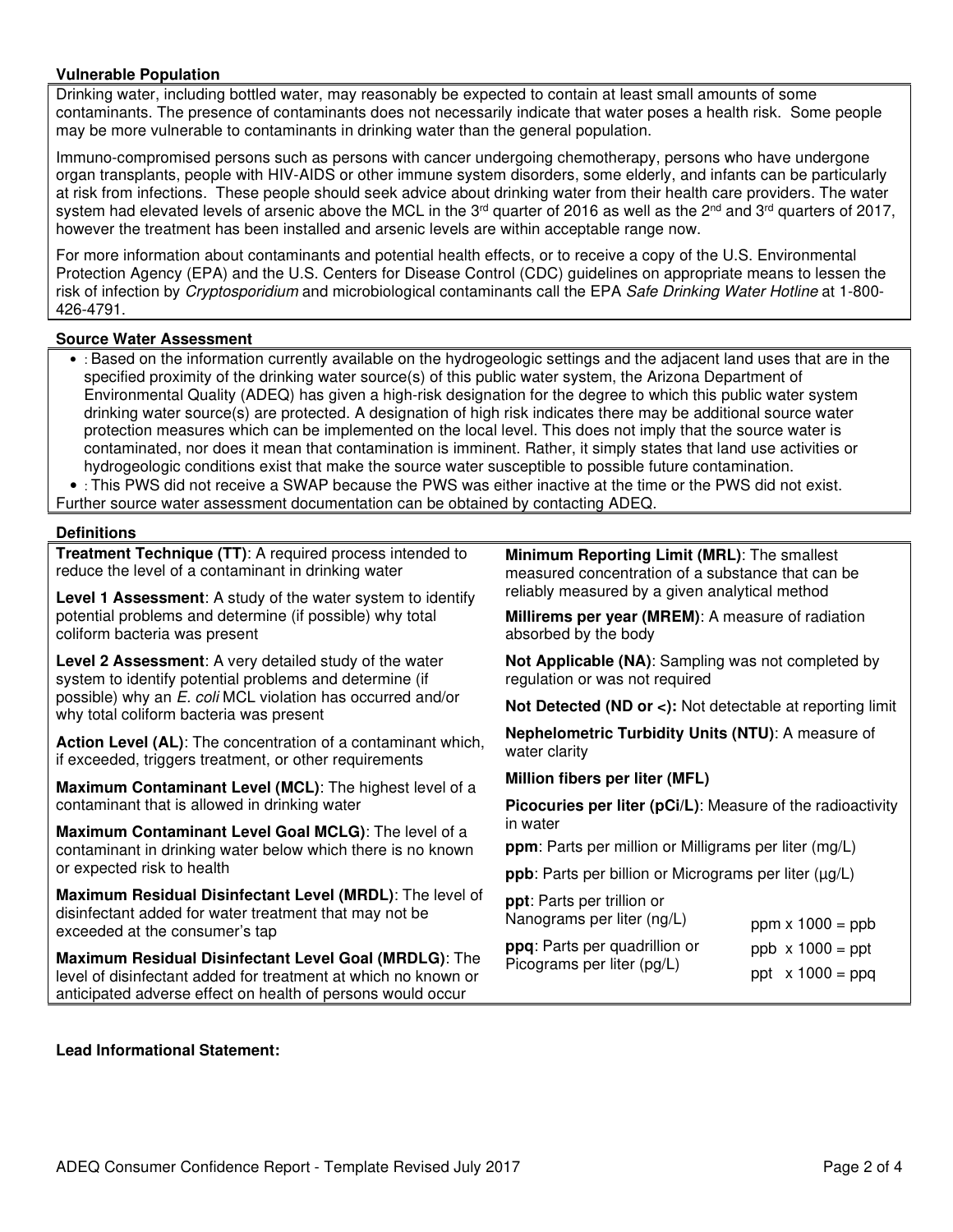**Vulnerable Population**

Drinking water, including bottled water, may reasonably be expected to contain at least small amounts of some contaminants. The presence of contaminants does not necessarily indicate that water poses a health risk. Some people may be more vulnerable to contaminants in drinking water than the general population.

Immuno-compromised persons such as persons with cancer undergoing chemotherapy, persons who have undergone organ transplants, people with HIV-AIDS or other immune system disorders, some elderly, and infants can be particularly at risk from infections. These people should seek advice about drinking water from their health care providers. The water system had elevated levels of arsenic above the MCL in the 3rd quarter of 2016 as well as the 2nd and 3rd quarters of 2017, however the treatment has been installed and arsenic levels are within acceptable range now.

For more information about contaminants and potential health effects, or to receive a copy of the U.S. Environmental Protection Agency (EPA) and the U.S. Centers for Disease Control (CDC) guidelines on appropriate means to lessen the risk of infection by *Cryptosporidium* and microbiological contaminants call the EPA *Safe Drinking Water Hotline* at 1-800-426-4791.

**Source Water Assessment**

- : Based on the information currently available on the hydrogeologic settings and the adjacent land uses that are in the specified proximity of the drinking water source(s) of this public water system, the Arizona Department of Environmental Quality (ADEQ) has given a high-risk designation for the degree to which this public water system drinking water source(s) are protected. A designation of high risk indicates there may be additional source water protection measures which can be implemented on the local level. This does not imply that the source water is contaminated, nor does it mean that contamination is imminent. Rather, it simply states that land use activities or hydrogeologic conditions exist that make the source water susceptible to possible future contamination.
- : This PWS did not receive a SWAP because the PWS was either inactive at the time or the PWS did not exist.

Further source water assessment documentation can be obtained by contacting ADEQ.

**Definitions**

**Treatment Technique (TT)**: A required process intended to reduce the level of a contaminant in drinking water

**Level 1 Assessment**: A study of the water system to identify potential problems and determine (if possible) why total coliform bacteria was present

**Level 2 Assessment**: A very detailed study of the water system to identify potential problems and determine (if possible) why an *E. coli* MCL violation has occurred and/or why total coliform bacteria was present

**Action Level (AL)**: The concentration of a contaminant which, if exceeded, triggers treatment, or other requirements

**Maximum Contaminant Level (MCL)**: The highest level of a contaminant that is allowed in drinking water

**Maximum Contaminant Level Goal MCLG)**: The level of a contaminant in drinking water below which there is no known or expected risk to health

**Maximum Residual Disinfectant Level (MRDL)**: The level of disinfectant added for water treatment that may not be exceeded at the consumer's tap

**Maximum Residual Disinfectant Level Goal (MRDLG)**: The level of disinfectant added for treatment at which no known or anticipated adverse effect on health of persons would occur

**Minimum Reporting Limit (MRL)**: The smallest measured concentration of a substance that can be reliably measured by a given analytical method

**Millirems per year (MREM)**: A measure of radiation absorbed by the body

**Not Applicable (NA)**: Sampling was not completed by regulation or was not required

**Not Detected (ND or <):** Not detectable at reporting limit

**Nephelometric Turbidity Units (NTU)**: A measure of water clarity

**Million fibers per liter (MFL)**

**Picocuries per liter (pCi/L)**: Measure of the radioactivity in water

**ppm**: Parts per million or Milligrams per liter (mg/L)

**ppb**: Parts per billion or Micrograms per liter (µg/L)

**ppt**: Parts per trillion or Nanograms per liter (ng/L)

**ppq**: Parts per quadrillion or Picograms per liter (pg/L)

ppm x 1000 = ppb

ppb x 1000 = ppt

ppt x 1000 = ppq

**Lead Informational Statement:**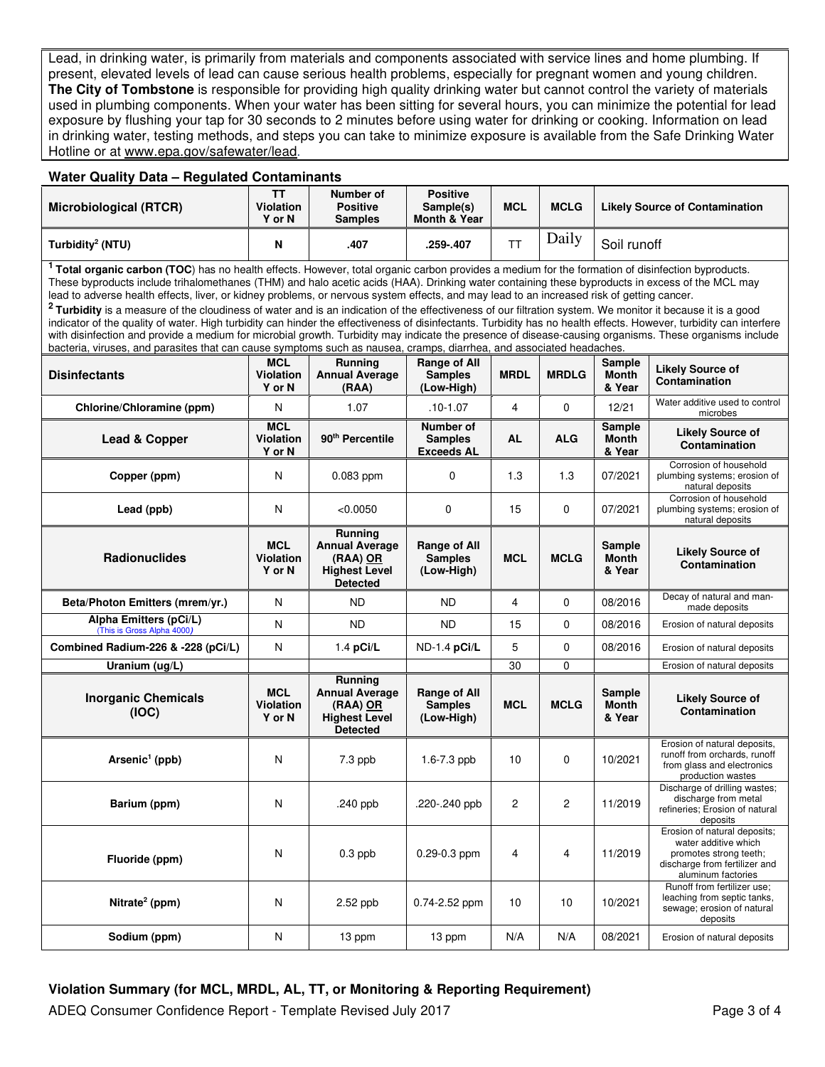Lead, in drinking water, is primarily from materials and components associated with service lines and home plumbing. If present, elevated levels of lead can cause serious health problems, especially for pregnant women and young children. **The City of Tombstone** is responsible for providing high quality drinking water but cannot control the variety of materials used in plumbing components. When your water has been sitting for several hours, you can minimize the potential for lead exposure by flushing your tap for 30 seconds to 2 minutes before using water for drinking or cooking. Information on lead in drinking water, testing methods, and steps you can take to minimize exposure is available from the Safe Drinking Water Hotline or at www.epa.gov/safewater/lead.

### Water Quality Data – Regulated Contaminants

| Microbiological (RTCR) | TT Violation Y or N | Number of Positive Samples | Positive Sample(s) Month & Year | MCL | MCLG | Likely Source of Contamination |
|---|---|---|---|---|---|---|
| Turbidity[2] (NTU) | N | .407 | .259-.407 | TT | Daily | Soil runoff |

[1] **Total organic carbon (TOC**) has no health effects. However, total organic carbon provides a medium for the formation of disinfection byproducts. These byproducts include trihalomethanes (THM) and halo acetic acids (HAA). Drinking water containing these byproducts in excess of the MCL may lead to adverse health effects, liver, or kidney problems, or nervous system effects, and may lead to an increased risk of getting cancer.

[2] **Turbidity** is a measure of the cloudiness of water and is an indication of the effectiveness of our filtration system. We monitor it because it is a good indicator of the quality of water. High turbidity can hinder the effectiveness of disinfectants. Turbidity has no health effects. However, turbidity can interfere with disinfection and provide a medium for microbial growth. Turbidity may indicate the presence of disease-causing organisms. These organisms include bacteria, viruses, and parasites that can cause symptoms such as nausea, cramps, diarrhea, and associated headaches.

| Disinfectants | MCL Violation Y or N | Running Annual Average (RAA) | Range of All Samples (Low-High) | MRDL | MRDLG | Sample Month & Year | Likely Source of Contamination |
|---|---|---|---|---|---|---|---|
| Chlorine/Chloramine (ppm) | N | 1.07 | .10-1.07 | 4 | 0 | 12/21 | Water additive used to control microbes |

| Lead & Copper | MCL Violation Y or N | 90th Percentile | Number of Samples Exceeds AL | AL | ALG | Sample Month & Year | Likely Source of Contamination |
|---|---|---|---|---|---|---|---|
| Copper (ppm) | N | 0.083 ppm | 0 | 1.3 | 1.3 | 07/2021 | Corrosion of household plumbing systems; erosion of natural deposits |
| Lead (ppb) | N | <0.0050 | 0 | 15 | 0 | 07/2021 | Corrosion of household plumbing systems; erosion of natural deposits |

| Radionuclides | MCL Violation Y or N | Running Annual Average (RAA) OR Highest Level Detected | Range of All Samples (Low-High) | MCL | MCLG | Sample Month & Year | Likely Source of Contamination |
|---|---|---|---|---|---|---|---|
| Beta/Photon Emitters (mrem/yr.) | N | ND | ND | 4 | 0 | 08/2016 | Decay of natural and man-made deposits |
| Alpha Emitters (pCi/L) (This is Gross Alpha 4000) | N | ND | ND | 15 | 0 | 08/2016 | Erosion of natural deposits |
| Combined Radium-226 & -228 (pCi/L) | N | 1.4 **pCi/L** | ND-1.4 **pCi/L** | 5 | 0 | 08/2016 | Erosion of natural deposits |
| Uranium (ug/L) | | | | 30 | 0 | | Erosion of natural deposits |

| Inorganic Chemicals (IOC) | MCL Violation Y or N | Running Annual Average (RAA) OR Highest Level Detected | Range of All Samples (Low-High) | MCL | MCLG | Sample Month & Year | Likely Source of Contamination |
|---|---|---|---|---|---|---|---|
| Arsenic[1] (ppb) | N | 7.3 ppb | 1.6-7.3 ppb | 10 | 0 | 10/2021 | Erosion of natural deposits, runoff from orchards, runoff from glass and electronics production wastes |
| Barium (ppm) | N | .240 ppb | .220-.240 ppb | 2 | 2 | 11/2019 | Discharge of drilling wastes; discharge from metal refineries; Erosion of natural deposits |
| Fluoride (ppm) | N | 0.3 ppb | 0.29-0.3 ppm | 4 | 4 | 11/2019 | Erosion of natural deposits; water additive which promotes strong teeth; discharge from fertilizer and aluminum factories |
| Nitrate[2] (ppm) | N | 2.52 ppb | 0.74-2.52 ppm | 10 | 10 | 10/2021 | Runoff from fertilizer use; leaching from septic tanks, sewage; erosion of natural deposits |
| Sodium (ppm) | N | 13 ppm | 13 ppm | N/A | N/A | 08/2021 | Erosion of natural deposits |

### Violation Summary (for MCL, MRDL, AL, TT, or Monitoring & Reporting Requirement)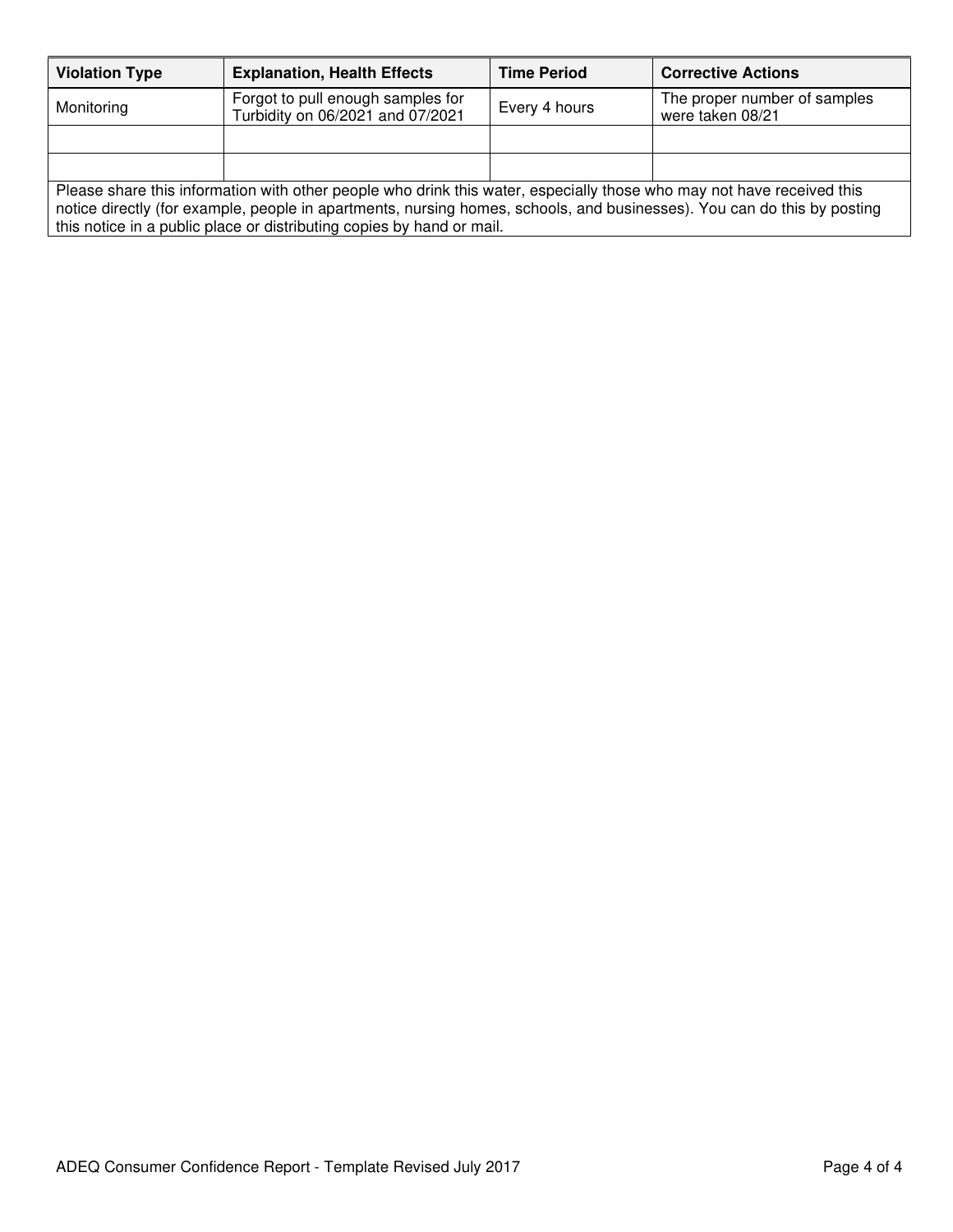| Violation Type | Explanation, Health Effects | Time Period | Corrective Actions |
|---|---|---|---|
| Monitoring | Forgot to pull enough samples for Turbidity on 06/2021 and 07/2021 | Every 4 hours | The proper number of samples were taken 08/21 |
| | | | |
| | | | |

Please share this information with other people who drink this water, especially those who may not have received this notice directly (for example, people in apartments, nursing homes, schools, and businesses). You can do this by posting this notice in a public place or distributing copies by hand or mail.